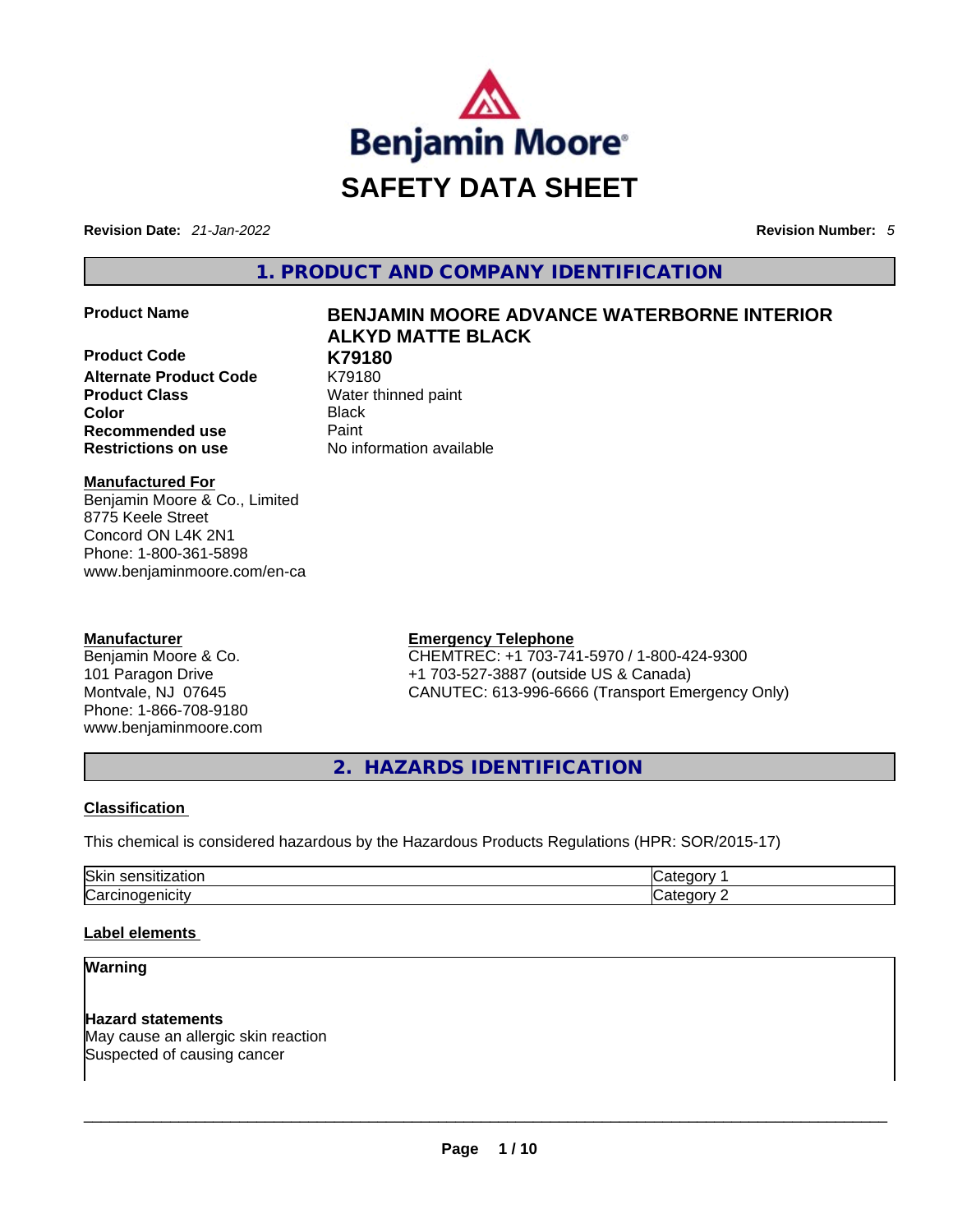Benjamin Moore®

# SAFETY DATA SHEET

**Revision Date:** *21-Jan-2022* **Revision Number:** *5*

## 1. PRODUCT AND COMPANY IDENTIFICATION

| | |
|---|---|
| **Product Name** | **BENJAMIN MOORE ADVANCE WATERBORNE INTERIOR ALKYD MATTE BLACK** |
| **Product Code** | **K79180** |
| **Alternate Product Code** | K79180 |
| **Product Class** | Water thinned paint |
| **Color** | Black |
| **Recommended use** | Paint |
| **Restrictions on use** | No information available |

**Manufactured For**
Benjamin Moore & Co., Limited
8775 Keele Street
Concord ON L4K 2N1
Phone: 1-800-361-5898
www.benjaminmoore.com/en-ca

**Manufacturer**
Benjamin Moore & Co.
101 Paragon Drive
Montvale, NJ 07645
Phone: 1-866-708-9180
www.benjaminmoore.com

**Emergency Telephone**
CHEMTREC: +1 703-741-5970 / 1-800-424-9300
+1 703-527-3887 (outside US & Canada)
CANUTEC: 613-996-6666 (Transport Emergency Only)

## 2. HAZARDS IDENTIFICATION

### Classification

This chemical is considered hazardous by the Hazardous Products Regulations (HPR: SOR/2015-17)

| | |
|---|---|
| Skin sensitization | Category 1 |
| Carcinogenicity | Category 2 |

### Label elements

**Warning**

**Hazard statements**
May cause an allergic skin reaction
Suspected of causing cancer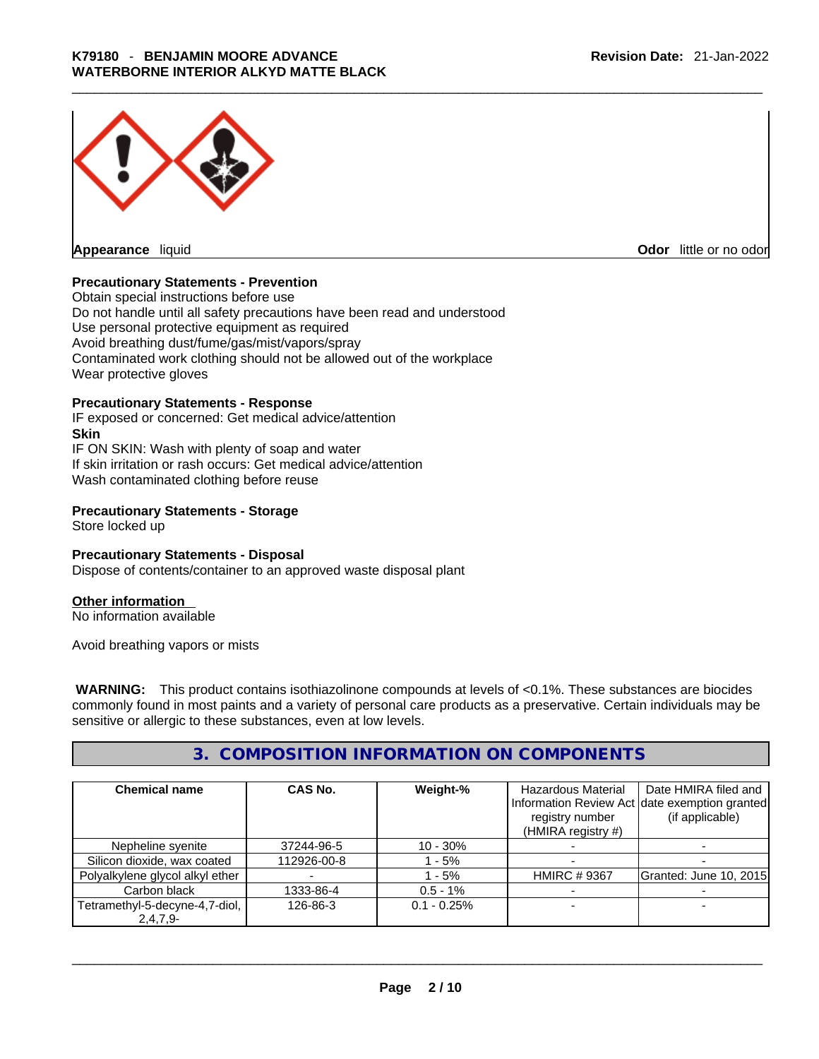**Appearance** liquid **Odor** little or no odor

**Precautionary Statements - Prevention**

Obtain special instructions before use
Do not handle until all safety precautions have been read and understood
Use personal protective equipment as required
Avoid breathing dust/fume/gas/mist/vapors/spray
Contaminated work clothing should not be allowed out of the workplace
Wear protective gloves

**Precautionary Statements - Response**

IF exposed or concerned: Get medical advice/attention

**Skin**

IF ON SKIN: Wash with plenty of soap and water
If skin irritation or rash occurs: Get medical advice/attention
Wash contaminated clothing before reuse

**Precautionary Statements - Storage**

Store locked up

**Precautionary Statements - Disposal**

Dispose of contents/container to an approved waste disposal plant

**Other information**

No information available

Avoid breathing vapors or mists

**WARNING:** This product contains isothiazolinone compounds at levels of <0.1%. These substances are biocides commonly found in most paints and a variety of personal care products as a preservative. Certain individuals may be sensitive or allergic to these substances, even at low levels.

## 3. COMPOSITION INFORMATION ON COMPONENTS

| Chemical name | CAS No. | Weight-% | Hazardous Material Information Review Act registry number (HMIRA registry #) | Date HMIRA filed and date exemption granted (if applicable) |
|---|---|---|---|---|
| Nepheline syenite | 37244-96-5 | 10 - 30% | - | - |
| Silicon dioxide, wax coated | 112926-00-8 | 1 - 5% | - | - |
| Polyalkylene glycol alkyl ether | - | 1 - 5% | HMIRC # 9367 | Granted: June 10, 2015 |
| Carbon black | 1333-86-4 | 0.5 - 1% | - | - |
| Tetramethyl-5-decyne-4,7-diol, 2,4,7,9- | 126-86-3 | 0.1 - 0.25% | - | - |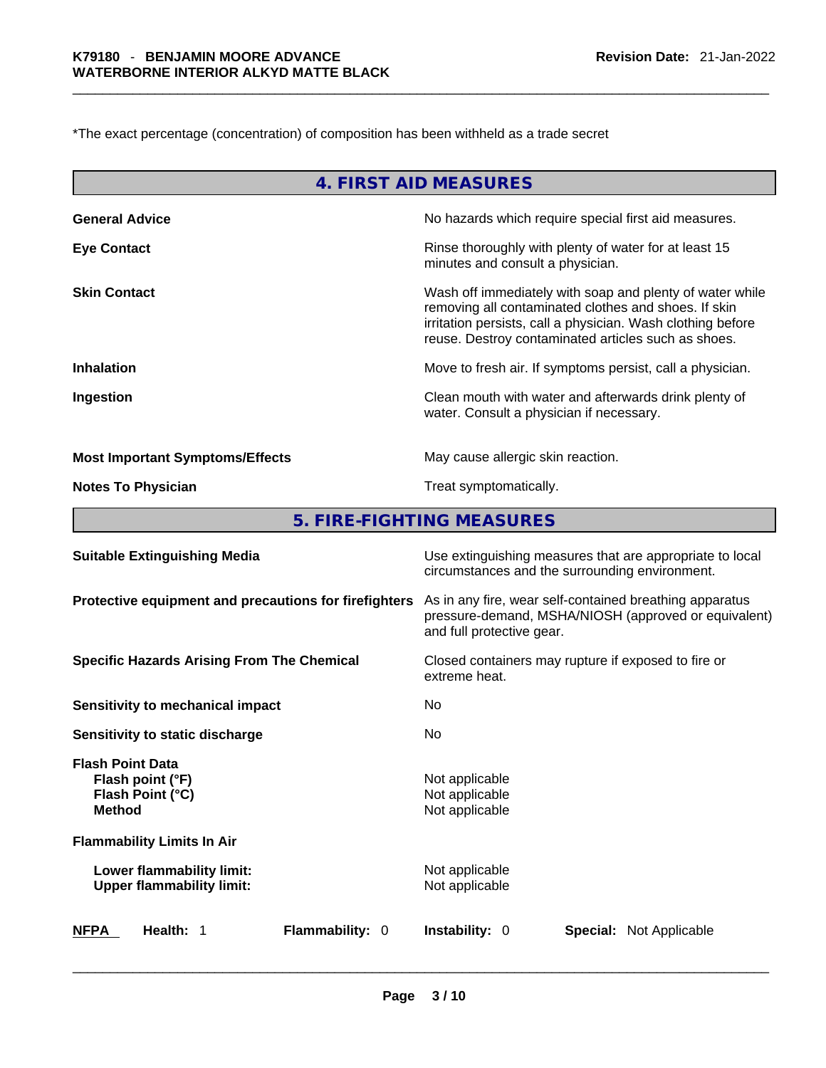*The exact percentage (concentration) of composition has been withheld as a trade secret

## 4. FIRST AID MEASURES

| | |
|---|---|
| **General Advice** | No hazards which require special first aid measures. |
| **Eye Contact** | Rinse thoroughly with plenty of water for at least 15 minutes and consult a physician. |
| **Skin Contact** | Wash off immediately with soap and plenty of water while removing all contaminated clothes and shoes. If skin irritation persists, call a physician. Wash clothing before reuse. Destroy contaminated articles such as shoes. |
| **Inhalation** | Move to fresh air. If symptoms persist, call a physician. |
| **Ingestion** | Clean mouth with water and afterwards drink plenty of water. Consult a physician if necessary. |
| **Most Important Symptoms/Effects** | May cause allergic skin reaction. |
| **Notes To Physician** | Treat symptomatically. |

## 5. FIRE-FIGHTING MEASURES

| | |
|---|---|
| **Suitable Extinguishing Media** | Use extinguishing measures that are appropriate to local circumstances and the surrounding environment. |
| **Protective equipment and precautions for firefighters** | As in any fire, wear self-contained breathing apparatus pressure-demand, MSHA/NIOSH (approved or equivalent) and full protective gear. |
| **Specific Hazards Arising From The Chemical** | Closed containers may rupture if exposed to fire or extreme heat. |
| **Sensitivity to mechanical impact** | No |
| **Sensitivity to static discharge** | No |

**Flash Point Data**

| | |
|---|---|
| **Flash point (°F)** | Not applicable |
| **Flash Point (°C)** | Not applicable |
| **Method** | Not applicable |

**Flammability Limits In Air**

| | |
|---|---|
| **Lower flammability limit:** | Not applicable |
| **Upper flammability limit:** | Not applicable |

**NFPA** **Health:** 1 **Flammability:** 0 **Instability:** 0 **Special:** Not Applicable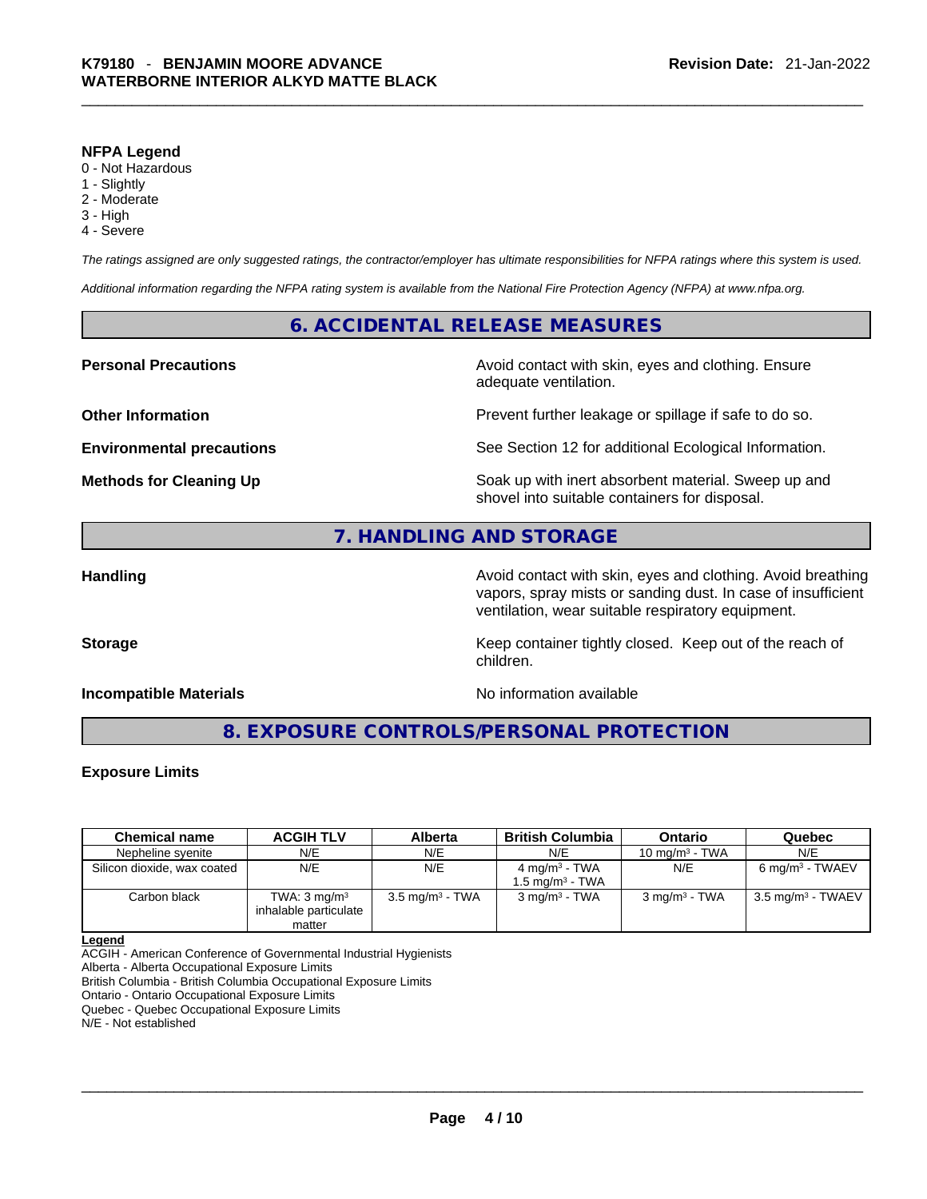**NFPA Legend**
0 - Not Hazardous
1 - Slightly
2 - Moderate
3 - High
4 - Severe

*The ratings assigned are only suggested ratings, the contractor/employer has ultimate responsibilities for NFPA ratings where this system is used.*

*Additional information regarding the NFPA rating system is available from the National Fire Protection Agency (NFPA) at www.nfpa.org.*

## 6. ACCIDENTAL RELEASE MEASURES

**Personal Precautions** Avoid contact with skin, eyes and clothing. Ensure adequate ventilation.

**Other Information** Prevent further leakage or spillage if safe to do so.

**Environmental precautions** See Section 12 for additional Ecological Information.

**Methods for Cleaning Up** Soak up with inert absorbent material. Sweep up and shovel into suitable containers for disposal.

## 7. HANDLING AND STORAGE

**Handling** Avoid contact with skin, eyes and clothing. Avoid breathing vapors, spray mists or sanding dust. In case of insufficient ventilation, wear suitable respiratory equipment.

**Storage** Keep container tightly closed. Keep out of the reach of children.

**Incompatible Materials** No information available

## 8. EXPOSURE CONTROLS/PERSONAL PROTECTION

### Exposure Limits

| Chemical name | ACGIH TLV | Alberta | British Columbia | Ontario | Quebec |
|---|---|---|---|---|---|
| Nepheline syenite | N/E | N/E | N/E | 10 mg/m³ - TWA | N/E |
| Silicon dioxide, wax coated | N/E | N/E | 4 mg/m³ - TWA<br>1.5 mg/m³ - TWA | N/E | 6 mg/m³ - TWAEV |
| Carbon black | TWA: 3 mg/m³ inhalable particulate matter | 3.5 mg/m³ - TWA | 3 mg/m³ - TWA | 3 mg/m³ - TWA | 3.5 mg/m³ - TWAEV |

**Legend**
ACGIH - American Conference of Governmental Industrial Hygienists
Alberta - Alberta Occupational Exposure Limits
British Columbia - British Columbia Occupational Exposure Limits
Ontario - Ontario Occupational Exposure Limits
Quebec - Quebec Occupational Exposure Limits
N/E - Not established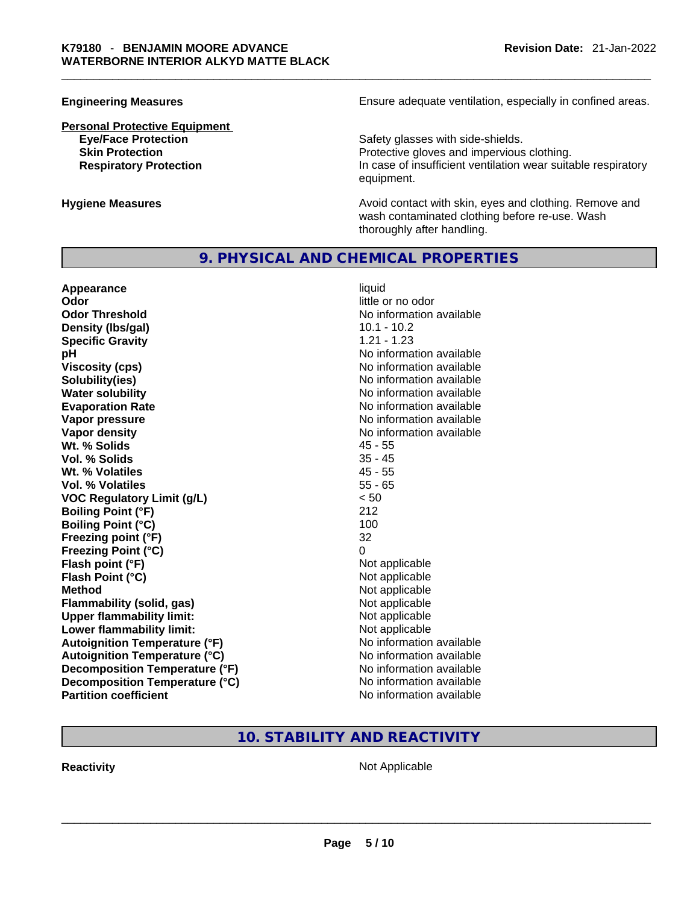**Engineering Measures** Ensure adequate ventilation, especially in confined areas.

**Personal Protective Equipment**

| | |
|---|---|
| **Eye/Face Protection** | Safety glasses with side-shields. |
| **Skin Protection** | Protective gloves and impervious clothing. |
| **Respiratory Protection** | In case of insufficient ventilation wear suitable respiratory equipment. |

**Hygiene Measures** Avoid contact with skin, eyes and clothing. Remove and wash contaminated clothing before re-use. Wash thoroughly after handling.

## 9. PHYSICAL AND CHEMICAL PROPERTIES

| | |
|---|---|
| **Appearance** | liquid |
| **Odor** | little or no odor |
| **Odor Threshold** | No information available |
| **Density (lbs/gal)** | 10.1 - 10.2 |
| **Specific Gravity** | 1.21 - 1.23 |
| **pH** | No information available |
| **Viscosity (cps)** | No information available |
| **Solubility(ies)** | No information available |
| **Water solubility** | No information available |
| **Evaporation Rate** | No information available |
| **Vapor pressure** | No information available |
| **Vapor density** | No information available |
| **Wt. % Solids** | 45 - 55 |
| **Vol. % Solids** | 35 - 45 |
| **Wt. % Volatiles** | 45 - 55 |
| **Vol. % Volatiles** | 55 - 65 |
| **VOC Regulatory Limit (g/L)** | < 50 |
| **Boiling Point (°F)** | 212 |
| **Boiling Point (°C)** | 100 |
| **Freezing point (°F)** | 32 |
| **Freezing Point (°C)** | 0 |
| **Flash point (°F)** | Not applicable |
| **Flash Point (°C)** | Not applicable |
| **Method** | Not applicable |
| **Flammability (solid, gas)** | Not applicable |
| **Upper flammability limit:** | Not applicable |
| **Lower flammability limit:** | Not applicable |
| **Autoignition Temperature (°F)** | No information available |
| **Autoignition Temperature (°C)** | No information available |
| **Decomposition Temperature (°F)** | No information available |
| **Decomposition Temperature (°C)** | No information available |
| **Partition coefficient** | No information available |

## 10. STABILITY AND REACTIVITY

**Reactivity** Not Applicable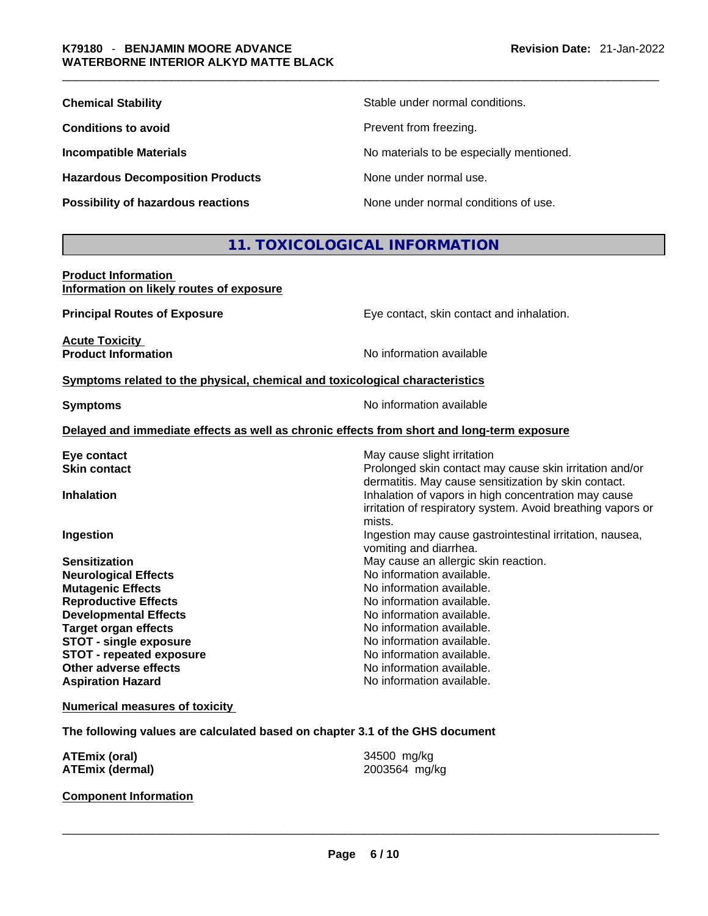| | |
|---|---|
| **Chemical Stability** | Stable under normal conditions. |
| **Conditions to avoid** | Prevent from freezing. |
| **Incompatible Materials** | No materials to be especially mentioned. |
| **Hazardous Decomposition Products** | None under normal use. |
| **Possibility of hazardous reactions** | None under normal conditions of use. |

## 11. TOXICOLOGICAL INFORMATION

**Product Information**
**Information on likely routes of exposure**

**Principal Routes of Exposure** — Eye contact, skin contact and inhalation.

**Acute Toxicity**
**Product Information** — No information available

**Symptoms related to the physical, chemical and toxicological characteristics**

**Symptoms** — No information available

**Delayed and immediate effects as well as chronic effects from short and long-term exposure**

| | |
|---|---|
| **Eye contact** | May cause slight irritation |
| **Skin contact** | Prolonged skin contact may cause skin irritation and/or dermatitis. May cause sensitization by skin contact. |
| **Inhalation** | Inhalation of vapors in high concentration may cause irritation of respiratory system. Avoid breathing vapors or mists. |
| **Ingestion** | Ingestion may cause gastrointestinal irritation, nausea, vomiting and diarrhea. |
| **Sensitization** | May cause an allergic skin reaction. |
| **Neurological Effects** | No information available. |
| **Mutagenic Effects** | No information available. |
| **Reproductive Effects** | No information available. |
| **Developmental Effects** | No information available. |
| **Target organ effects** | No information available. |
| **STOT - single exposure** | No information available. |
| **STOT - repeated exposure** | No information available. |
| **Other adverse effects** | No information available. |
| **Aspiration Hazard** | No information available. |

**Numerical measures of toxicity**

**The following values are calculated based on chapter 3.1 of the GHS document**

| | |
|---|---|
| **ATEmix (oral)** | 34500 mg/kg |
| **ATEmix (dermal)** | 2003564 mg/kg |

**Component Information**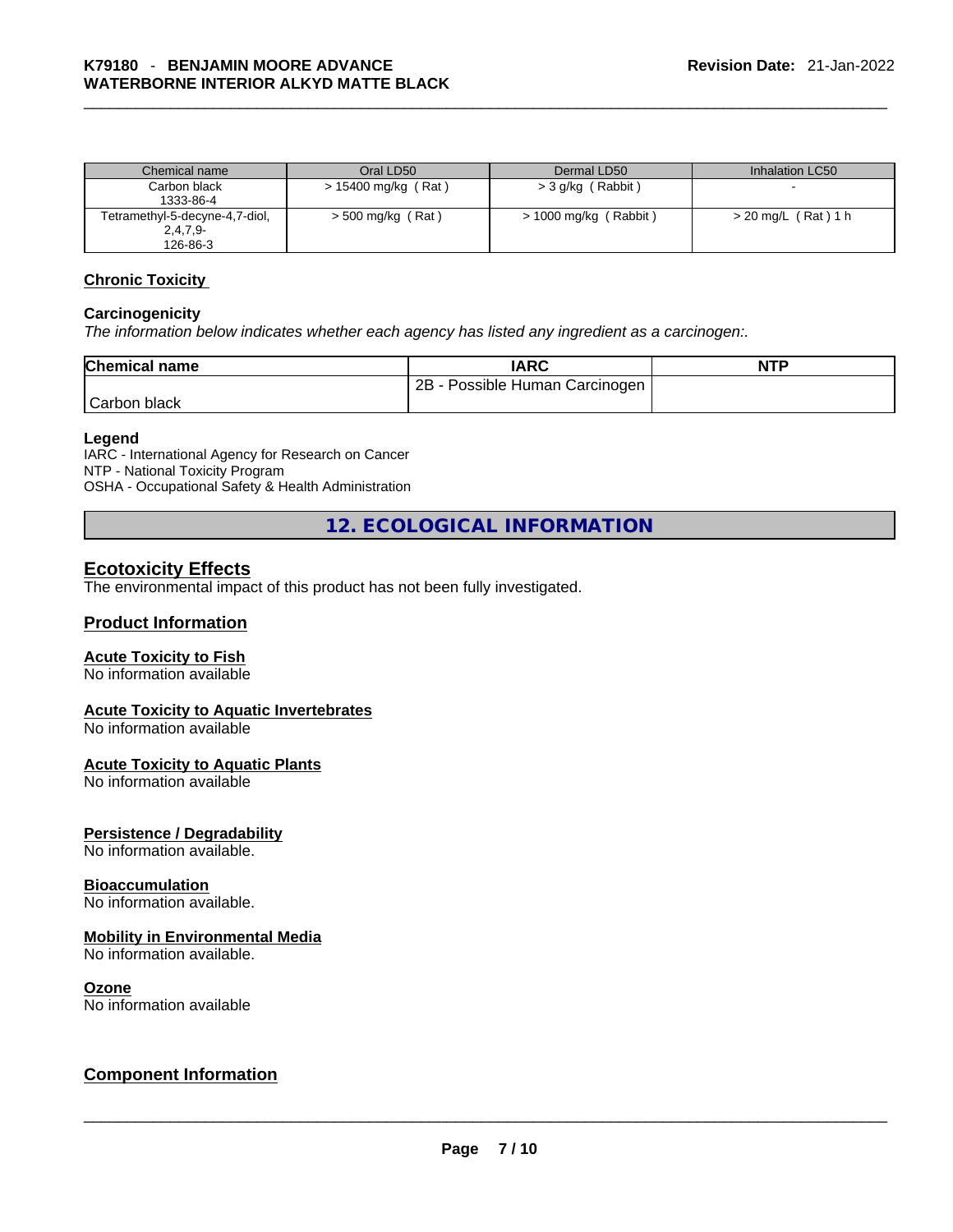| Chemical name | Oral LD50 | Dermal LD50 | Inhalation LC50 |
|---|---|---|---|
| Carbon black 1333-86-4 | > 15400 mg/kg ( Rat ) | > 3 g/kg ( Rabbit ) | - |
| Tetramethyl-5-decyne-4,7-diol, 2,4,7,9- 126-86-3 | > 500 mg/kg ( Rat ) | > 1000 mg/kg ( Rabbit ) | > 20 mg/L ( Rat ) 1 h |

### Chronic Toxicity

**Carcinogenicity**

*The information below indicates whether each agency has listed any ingredient as a carcinogen:.*

| Chemical name | IARC | NTP |
|---|---|---|
| Carbon black | 2B - Possible Human Carcinogen | |

**Legend**

IARC - International Agency for Research on Cancer
NTP - National Toxicity Program
OSHA - Occupational Safety & Health Administration

## 12. ECOLOGICAL INFORMATION

### Ecotoxicity Effects

The environmental impact of this product has not been fully investigated.

### Product Information

**Acute Toxicity to Fish**
No information available

**Acute Toxicity to Aquatic Invertebrates**
No information available

**Acute Toxicity to Aquatic Plants**
No information available

**Persistence / Degradability**
No information available.

**Bioaccumulation**
No information available.

**Mobility in Environmental Media**
No information available.

**Ozone**
No information available

### Component Information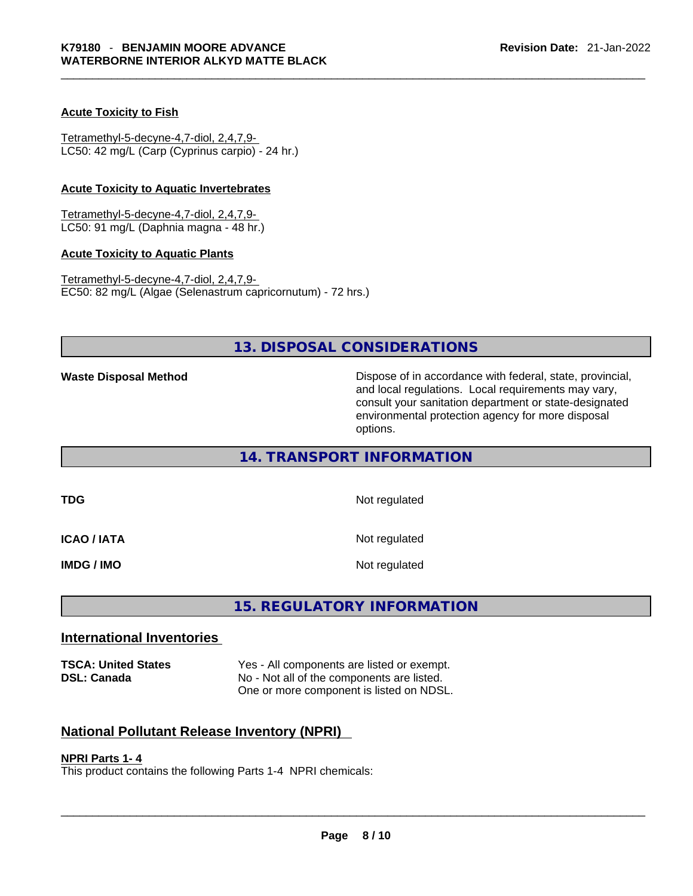**Acute Toxicity to Fish**

Tetramethyl-5-decyne-4,7-diol, 2,4,7,9-
LC50: 42 mg/L (Carp (Cyprinus carpio) - 24 hr.)

**Acute Toxicity to Aquatic Invertebrates**

Tetramethyl-5-decyne-4,7-diol, 2,4,7,9-
LC50: 91 mg/L (Daphnia magna - 48 hr.)

**Acute Toxicity to Aquatic Plants**

Tetramethyl-5-decyne-4,7-diol, 2,4,7,9-
EC50: 82 mg/L (Algae (Selenastrum capricornutum) - 72 hrs.)

## 13. DISPOSAL CONSIDERATIONS

**Waste Disposal Method** — Dispose of in accordance with federal, state, provincial, and local regulations. Local requirements may vary, consult your sanitation department or state-designated environmental protection agency for more disposal options.

## 14. TRANSPORT INFORMATION

**TDG** — Not regulated

**ICAO / IATA** — Not regulated

**IMDG / IMO** — Not regulated

## 15. REGULATORY INFORMATION

### International Inventories

**TSCA: United States** — Yes - All components are listed or exempt.
**DSL: Canada** — No - Not all of the components are listed. One or more component is listed on NDSL.

### National Pollutant Release Inventory (NPRI)

**NPRI Parts 1- 4**
This product contains the following Parts 1-4 NPRI chemicals: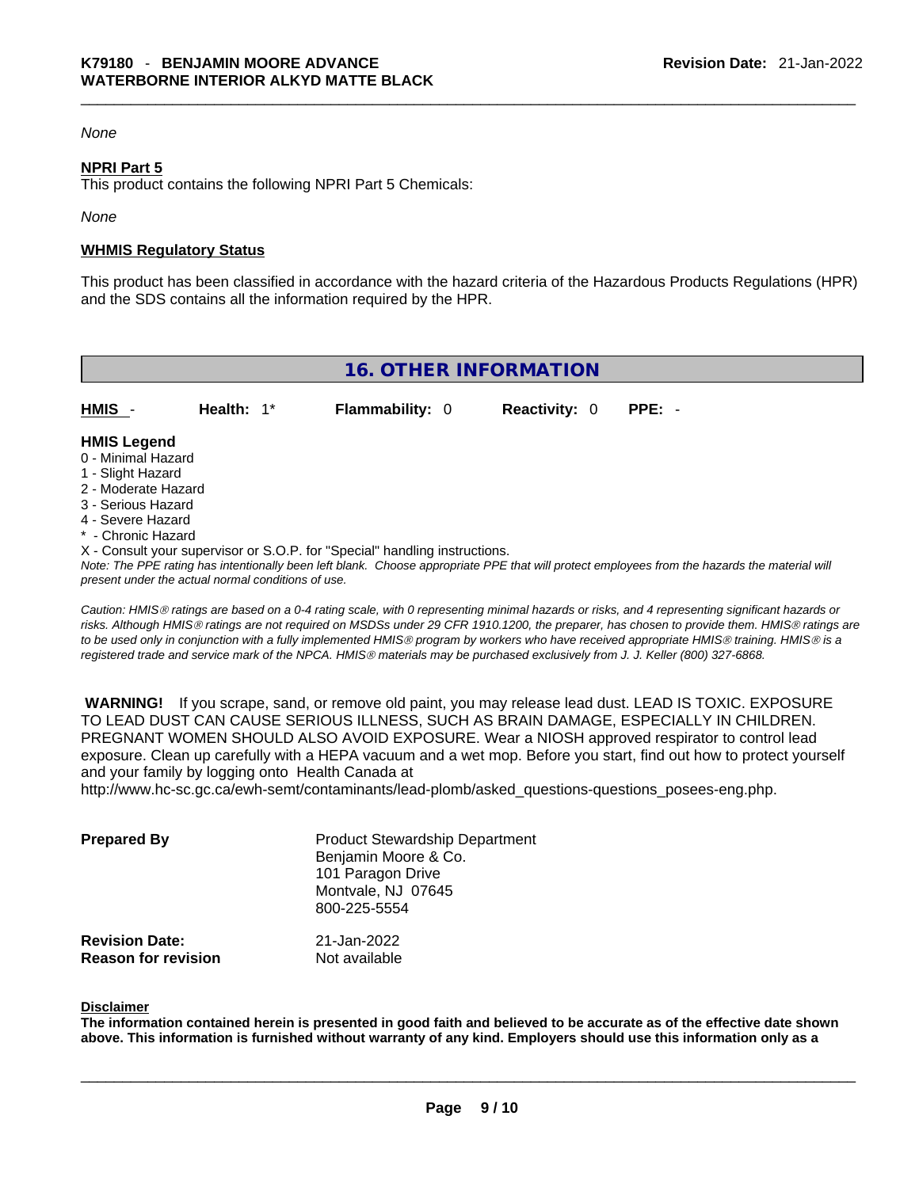*None*

**NPRI Part 5**

This product contains the following NPRI Part 5 Chemicals:

*None*

**WHMIS Regulatory Status**

This product has been classified in accordance with the hazard criteria of the Hazardous Products Regulations (HPR) and the SDS contains all the information required by the HPR.

## 16. OTHER INFORMATION

| HMIS - | Health: 1* | Flammability: 0 | Reactivity: 0 | PPE: - |
|---|---|---|---|---|

**HMIS Legend**

0 - Minimal Hazard
1 - Slight Hazard
2 - Moderate Hazard
3 - Serious Hazard
4 - Severe Hazard
* - Chronic Hazard
X - Consult your supervisor or S.O.P. for "Special" handling instructions.

*Note: The PPE rating has intentionally been left blank. Choose appropriate PPE that will protect employees from the hazards the material will present under the actual normal conditions of use.*

*Caution: HMIS® ratings are based on a 0-4 rating scale, with 0 representing minimal hazards or risks, and 4 representing significant hazards or risks. Although HMIS® ratings are not required on MSDSs under 29 CFR 1910.1200, the preparer, has chosen to provide them. HMIS® ratings are to be used only in conjunction with a fully implemented HMIS® program by workers who have received appropriate HMIS® training. HMIS® is a registered trade and service mark of the NPCA. HMIS® materials may be purchased exclusively from J. J. Keller (800) 327-6868.*

**WARNING!** If you scrape, sand, or remove old paint, you may release lead dust. LEAD IS TOXIC. EXPOSURE TO LEAD DUST CAN CAUSE SERIOUS ILLNESS, SUCH AS BRAIN DAMAGE, ESPECIALLY IN CHILDREN. PREGNANT WOMEN SHOULD ALSO AVOID EXPOSURE. Wear a NIOSH approved respirator to control lead exposure. Clean up carefully with a HEPA vacuum and a wet mop. Before you start, find out how to protect yourself and your family by logging onto Health Canada at http://www.hc-sc.gc.ca/ewh-semt/contaminants/lead-plomb/asked_questions-questions_posees-eng.php.

**Prepared By** Product Stewardship Department
Benjamin Moore & Co.
101 Paragon Drive
Montvale, NJ 07645
800-225-5554

**Revision Date:** 21-Jan-2022
**Reason for revision** Not available

**Disclaimer**

**The information contained herein is presented in good faith and believed to be accurate as of the effective date shown above. This information is furnished without warranty of any kind. Employers should use this information only as a**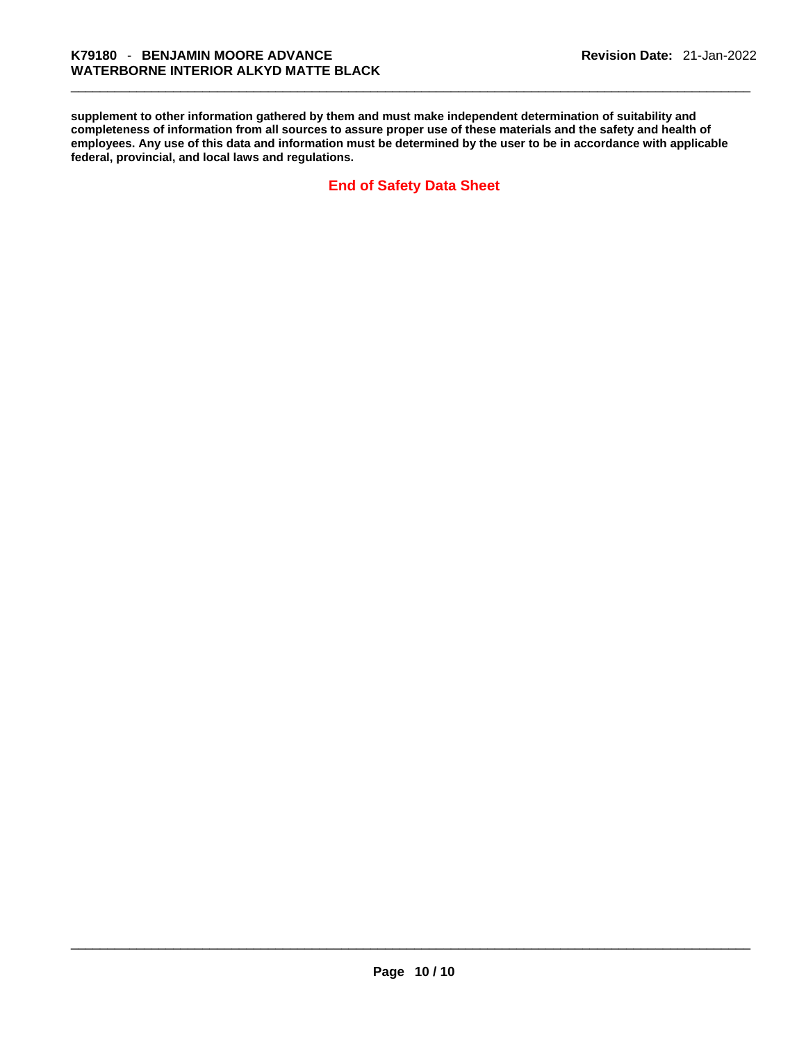**supplement to other information gathered by them and must make independent determination of suitability and completeness of information from all sources to assure proper use of these materials and the safety and health of employees. Any use of this data and information must be determined by the user to be in accordance with applicable federal, provincial, and local laws and regulations.**

**End of Safety Data Sheet**